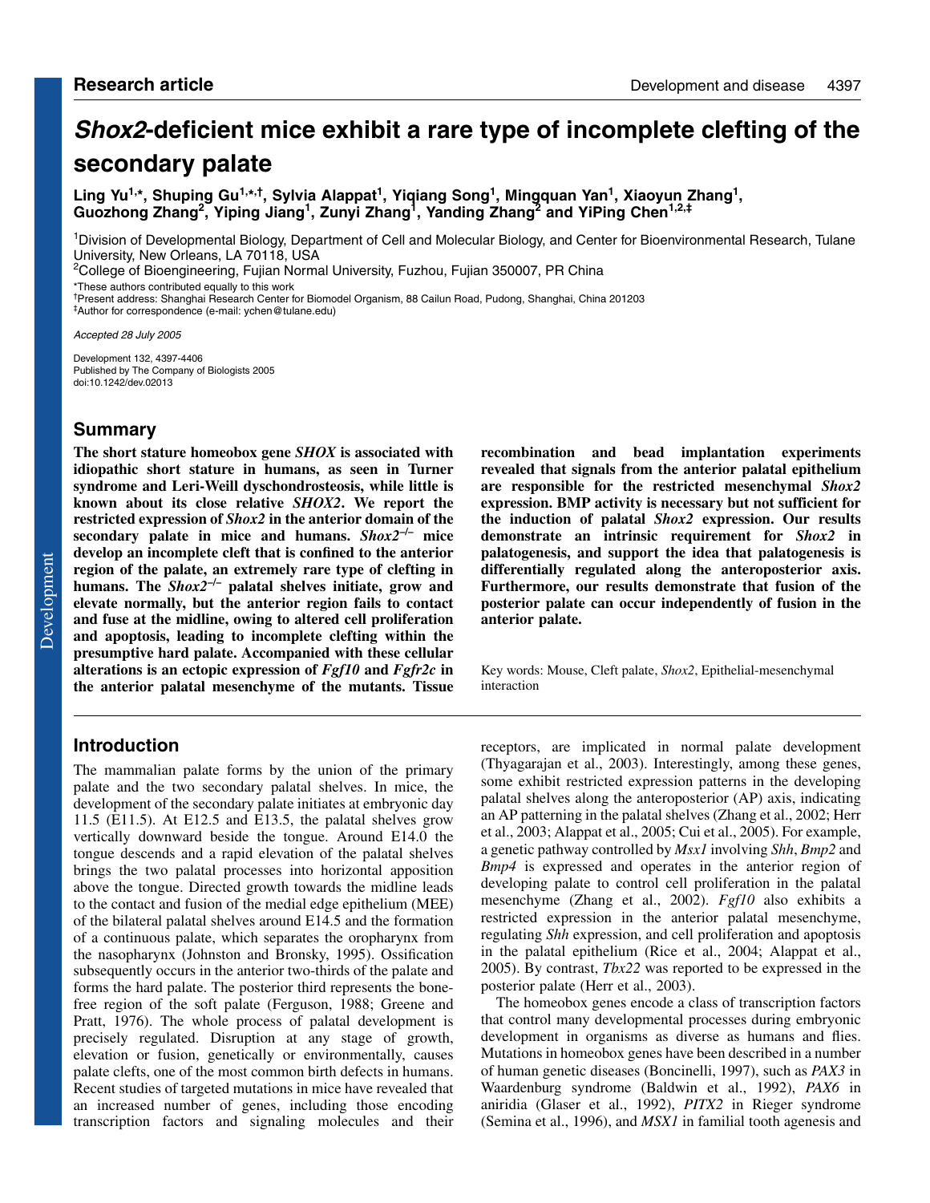Research article

# *Shox2*-deficient mice exhibit a rare type of incomplete clefting of the secondary palate

**Ling Yu[1,*], Shuping Gu[1,*,†], Sylvia Alappat[1], Yiqiang Song[1], Mingquan Yan[1], Xiaoyun Zhang[1], Guozhong Zhang[2], Yiping Jiang[1], Zunyi Zhang[1], Yanding Zhang[2] and YiPing Chen[1,2,‡]**

[1]Division of Developmental Biology, Department of Cell and Molecular Biology, and Center for Bioenvironmental Research, Tulane University, New Orleans, LA 70118, USA

[2]College of Bioengineering, Fujian Normal University, Fuzhou, Fujian 350007, PR China

*These authors contributed equally to this work

†Present address: Shanghai Research Center for Biomodel Organism, 88 Cailun Road, Pudong, Shanghai, China 201203

‡Author for correspondence (e-mail: ychen@tulane.edu)

*Accepted 28 July 2005*

Development 132, 4397-4406
Published by The Company of Biologists 2005
doi:10.1242/dev.02013

## Summary

**The short stature homeobox gene *SHOX* is associated with idiopathic short stature in humans, as seen in Turner syndrome and Leri-Weill dyschondrosteosis, while little is known about its close relative *SHOX2*. We report the restricted expression of *Shox2* in the anterior domain of the secondary palate in mice and humans. *Shox2*$^{-/-}$ mice develop an incomplete cleft that is confined to the anterior region of the palate, an extremely rare type of clefting in humans. The *Shox2*$^{-/-}$ palatal shelves initiate, grow and elevate normally, but the anterior region fails to contact and fuse at the midline, owing to altered cell proliferation and apoptosis, leading to incomplete clefting within the presumptive hard palate. Accompanied with these cellular alterations is an ectopic expression of *Fgf10* and *Fgfr2c* in the anterior palatal mesenchyme of the mutants. Tissue recombination and bead implantation experiments revealed that signals from the anterior palatal epithelium are responsible for the restricted mesenchymal *Shox2* expression. BMP activity is necessary but not sufficient for the induction of palatal *Shox2* expression. Our results demonstrate an intrinsic requirement for *Shox2* in palatogenesis, and support the idea that palatogenesis is differentially regulated along the anteroposterior axis. Furthermore, our results demonstrate that fusion of the posterior palate can occur independently of fusion in the anterior palate.**

Key words: Mouse, Cleft palate, *Shox2*, Epithelial-mesenchymal interaction

## Introduction

The mammalian palate forms by the union of the primary palate and the two secondary palatal shelves. In mice, the development of the secondary palate initiates at embryonic day 11.5 (E11.5). At E12.5 and E13.5, the palatal shelves grow vertically downward beside the tongue. Around E14.0 the tongue descends and a rapid elevation of the palatal shelves brings the two palatal processes into horizontal apposition above the tongue. Directed growth towards the midline leads to the contact and fusion of the medial edge epithelium (MEE) of the bilateral palatal shelves around E14.5 and the formation of a continuous palate, which separates the oropharynx from the nasopharynx (Johnston and Bronsky, 1995). Ossification subsequently occurs in the anterior two-thirds of the palate and forms the hard palate. The posterior third represents the bone-free region of the soft palate (Ferguson, 1988; Greene and Pratt, 1976). The whole process of palatal development is precisely regulated. Disruption at any stage of growth, elevation or fusion, genetically or environmentally, causes palate clefts, one of the most common birth defects in humans. Recent studies of targeted mutations in mice have revealed that an increased number of genes, including those encoding transcription factors and signaling molecules and their receptors, are implicated in normal palate development (Thyagarajan et al., 2003). Interestingly, among these genes, some exhibit restricted expression patterns in the developing palatal shelves along the anteroposterior (AP) axis, indicating an AP patterning in the palatal shelves (Zhang et al., 2002; Herr et al., 2003; Alappat et al., 2005; Cui et al., 2005). For example, a genetic pathway controlled by *Msx1* involving *Shh*, *Bmp2* and *Bmp4* is expressed and operates in the anterior region of developing palate to control cell proliferation in the palatal mesenchyme (Zhang et al., 2002). *Fgf10* also exhibits a restricted expression in the anterior palatal mesenchyme, regulating *Shh* expression, and cell proliferation and apoptosis in the palatal epithelium (Rice et al., 2004; Alappat et al., 2005). By contrast, *Tbx22* was reported to be expressed in the posterior palate (Herr et al., 2003).

The homeobox genes encode a class of transcription factors that control many developmental processes during embryonic development in organisms as diverse as humans and flies. Mutations in homeobox genes have been described in a number of human genetic diseases (Boncinelli, 1997), such as *PAX3* in Waardenburg syndrome (Baldwin et al., 1992), *PAX6* in aniridia (Glaser et al., 1992), *PITX2* in Rieger syndrome (Semina et al., 1996), and *MSX1* in familial tooth agenesis and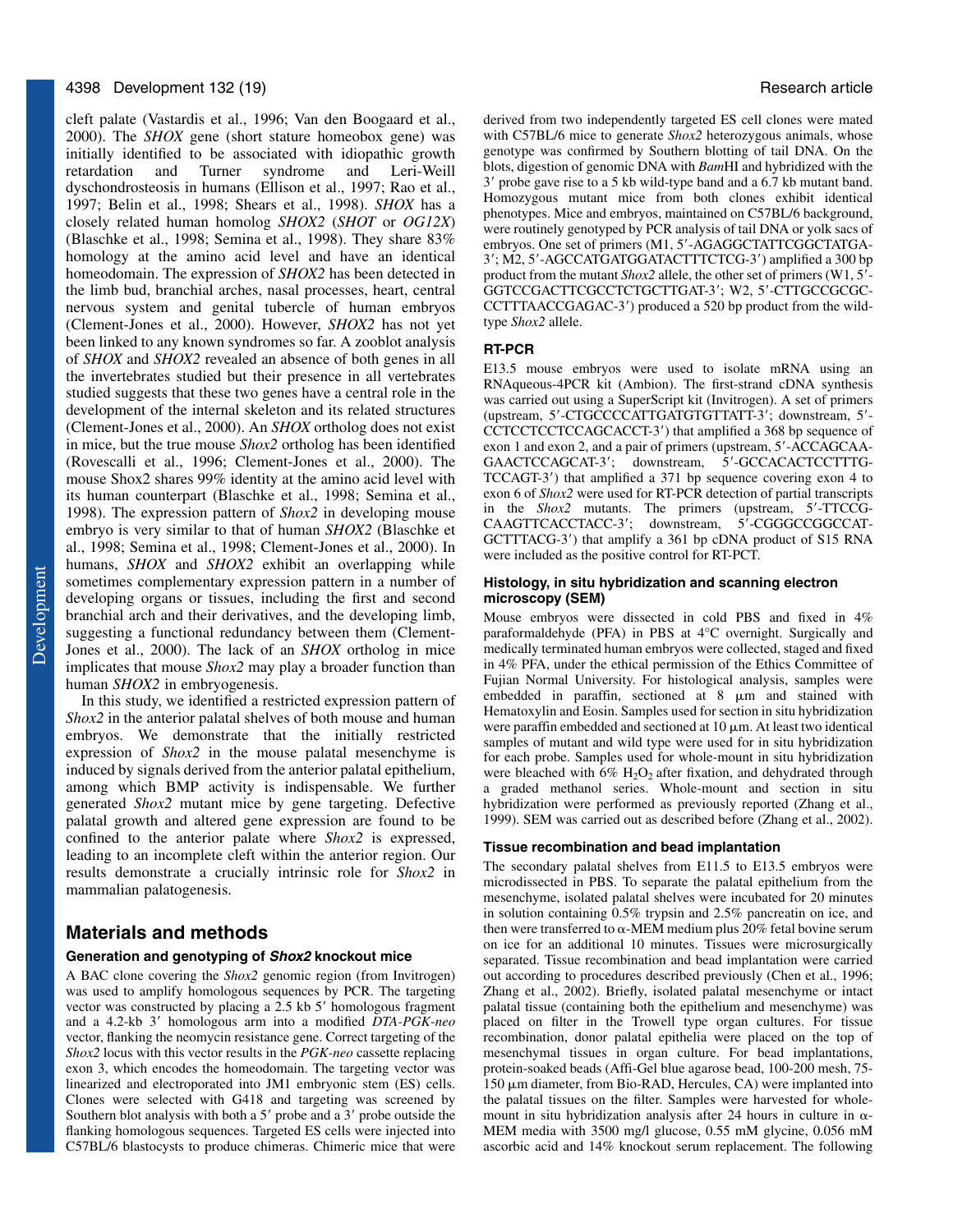cleft palate (Vastardis et al., 1996; Van den Boogaard et al., 2000). The *SHOX* gene (short stature homeobox gene) was initially identified to be associated with idiopathic growth retardation and Turner syndrome and Leri-Weill dyschondrosteosis in humans (Ellison et al., 1997; Rao et al., 1997; Belin et al., 1998; Shears et al., 1998). *SHOX* has a closely related human homolog *SHOX2* (*SHOT* or *OG12X*) (Blaschke et al., 1998; Semina et al., 1998). They share 83% homology at the amino acid level and have an identical homeodomain. The expression of *SHOX2* has been detected in the limb bud, branchial arches, nasal processes, heart, central nervous system and genital tubercle of human embryos (Clement-Jones et al., 2000). However, *SHOX2* has not yet been linked to any known syndromes so far. A zooblot analysis of *SHOX* and *SHOX2* revealed an absence of both genes in all the invertebrates studied but their presence in all vertebrates studied suggests that these two genes have a central role in the development of the internal skeleton and its related structures (Clement-Jones et al., 2000). An *SHOX* ortholog does not exist in mice, but the true mouse *Shox2* ortholog has been identified (Rovescalli et al., 1996; Clement-Jones et al., 2000). The mouse Shox2 shares 99% identity at the amino acid level with its human counterpart (Blaschke et al., 1998; Semina et al., 1998). The expression pattern of *Shox2* in developing mouse embryo is very similar to that of human *SHOX2* (Blaschke et al., 1998; Semina et al., 1998; Clement-Jones et al., 2000). In humans, *SHOX* and *SHOX2* exhibit an overlapping while sometimes complementary expression pattern in a number of developing organs or tissues, including the first and second branchial arch and their derivatives, and the developing limb, suggesting a functional redundancy between them (Clement-Jones et al., 2000). The lack of an *SHOX* ortholog in mice implicates that mouse *Shox2* may play a broader function than human *SHOX2* in embryogenesis.

In this study, we identified a restricted expression pattern of *Shox2* in the anterior palatal shelves of both mouse and human embryos. We demonstrate that the initially restricted expression of *Shox2* in the mouse palatal mesenchyme is induced by signals derived from the anterior palatal epithelium, among which BMP activity is indispensable. We further generated *Shox2* mutant mice by gene targeting. Defective palatal growth and altered gene expression are found to be confined to the anterior palate where *Shox2* is expressed, leading to an incomplete cleft within the anterior region. Our results demonstrate a crucially intrinsic role for *Shox2* in mammalian palatogenesis.

## Materials and methods

### Generation and genotyping of *Shox2* knockout mice

A BAC clone covering the *Shox2* genomic region (from Invitrogen) was used to amplify homologous sequences by PCR. The targeting vector was constructed by placing a 2.5 kb 5′ homologous fragment and a 4.2-kb 3′ homologous arm into a modified *DTA-PGK-neo* vector, flanking the neomycin resistance gene. Correct targeting of the *Shox2* locus with this vector results in the *PGK-neo* cassette replacing exon 3, which encodes the homeodomain. The targeting vector was linearized and electroporated into JM1 embryonic stem (ES) cells. Clones were selected with G418 and targeting was screened by Southern blot analysis with both a 5′ probe and a 3′ probe outside the flanking homologous sequences. Targeted ES cells were injected into C57BL/6 blastocysts to produce chimeras. Chimeric mice that were derived from two independently targeted ES cell clones were mated with C57BL/6 mice to generate *Shox2* heterozygous animals, whose genotype was confirmed by Southern blotting of tail DNA. On the blots, digestion of genomic DNA with *Bam*HI and hybridized with the 3′ probe gave rise to a 5 kb wild-type band and a 6.7 kb mutant band. Homozygous mutant mice from both clones exhibit identical phenotypes. Mice and embryos, maintained on C57BL/6 background, were routinely genotyped by PCR analysis of tail DNA or yolk sacs of embryos. One set of primers (M1, 5′-AGAGGCTATTCGGCTATGA-3′; M2, 5′-AGCCATGATGGATACTTTCTCG-3′) amplified a 300 bp product from the mutant *Shox2* allele, the other set of primers (W1, 5′-GGTCCGACTTCGCCTCTGCTTGAT-3′; W2, 5′-CTTGCCGCGC-CCTTTAACCGAGAC-3′) produced a 520 bp product from the wild-type *Shox2* allele.

### RT-PCR

E13.5 mouse embryos were used to isolate mRNA using an RNAqueous-4PCR kit (Ambion). The first-strand cDNA synthesis was carried out using a SuperScript kit (Invitrogen). A set of primers (upstream, 5′-CTGCCCCATTGATGTGTTATT-3′; downstream, 5′-CCTCCTCCTCCAGCACCT-3′) that amplified a 368 bp sequence of exon 1 and exon 2, and a pair of primers (upstream, 5′-ACCAGCAA-GAACTCCAGCAT-3′; downstream, 5′-GCCACACTCCTTTG-TCCAGT-3′) that amplified a 371 bp sequence covering exon 4 to exon 6 of *Shox2* were used for RT-PCR detection of partial transcripts in the *Shox2* mutants. The primers (upstream, 5′-TTCCG-CAAGTTCACCTACC-3′; downstream, 5′-CGGGCCGGCCAT-GCTTTACG-3′) that amplify a 361 bp cDNA product of S15 RNA were included as the positive control for RT-PCT.

### Histology, in situ hybridization and scanning electron microscopy (SEM)

Mouse embryos were dissected in cold PBS and fixed in 4% paraformaldehyde (PFA) in PBS at 4°C overnight. Surgically and medically terminated human embryos were collected, staged and fixed in 4% PFA, under the ethical permission of the Ethics Committee of Fujian Normal University. For histological analysis, samples were embedded in paraffin, sectioned at 8 μm and stained with Hematoxylin and Eosin. Samples used for section in situ hybridization were paraffin embedded and sectioned at 10 μm. At least two identical samples of mutant and wild type were used for in situ hybridization for each probe. Samples used for whole-mount in situ hybridization were bleached with 6% $H_2O_2$ after fixation, and dehydrated through a graded methanol series. Whole-mount and section in situ hybridization were performed as previously reported (Zhang et al., 1999). SEM was carried out as described before (Zhang et al., 2002).

### Tissue recombination and bead implantation

The secondary palatal shelves from E11.5 to E13.5 embryos were microdissected in PBS. To separate the palatal epithelium from the mesenchyme, isolated palatal shelves were incubated for 20 minutes in solution containing 0.5% trypsin and 2.5% pancreatin on ice, and then were transferred to α-MEM medium plus 20% fetal bovine serum on ice for an additional 10 minutes. Tissues were microsurgically separated. Tissue recombination and bead implantation were carried out according to procedures described previously (Chen et al., 1996; Zhang et al., 2002). Briefly, isolated palatal mesenchyme or intact palatal tissue (containing both the epithelium and mesenchyme) was placed on filter in the Trowell type organ cultures. For tissue recombination, donor palatal epithelia were placed on the top of mesenchymal tissues in organ culture. For bead implantations, protein-soaked beads (Affi-Gel blue agarose bead, 100-200 mesh, 75-150 μm diameter, from Bio-RAD, Hercules, CA) were implanted into the palatal tissues on the filter. Samples were harvested for whole-mount in situ hybridization analysis after 24 hours in culture in α-MEM media with 3500 mg/l glucose, 0.55 mM glycine, 0.056 mM ascorbic acid and 14% knockout serum replacement. The following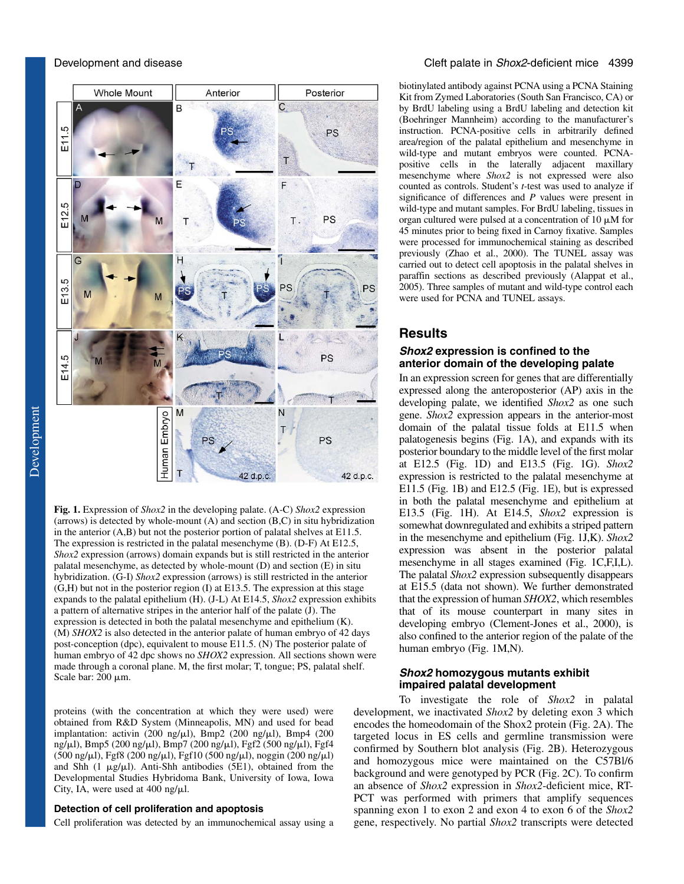**Fig. 1.** Expression of *Shox2* in the developing palate. (A-C) *Shox2* expression (arrows) is detected by whole-mount (A) and section (B,C) in situ hybridization in the anterior (A,B) but not the posterior portion of palatal shelves at E11.5. The expression is restricted in the palatal mesenchyme (B). (D-F) At E12.5, *Shox2* expression (arrows) domain expands but is still restricted in the anterior palatal mesenchyme, as detected by whole-mount (D) and section (E) in situ hybridization. (G-I) *Shox2* expression (arrows) is still restricted in the anterior (G,H) but not in the posterior region (I) at E13.5. The expression at this stage expands to the palatal epithelium (H). (J-L) At E14.5, *Shox2* expression exhibits a pattern of alternative stripes in the anterior half of the palate (J). The expression is detected in both the palatal mesenchyme and epithelium (K). (M) *SHOX2* is also detected in the anterior palate of human embryo of 42 days post-conception (dpc), equivalent to mouse E11.5. (N) The posterior palate of human embryo of 42 dpc shows no *SHOX2* expression. All sections shown were made through a coronal plane. M, the first molar; T, tongue; PS, palatal shelf. Scale bar: 200 μm.

proteins (with the concentration at which they were used) were obtained from R&D System (Minneapolis, MN) and used for bead implantation: activin (200 ng/μl), Bmp2 (200 ng/μl), Bmp4 (200 ng/μl), Bmp5 (200 ng/μl), Bmp7 (200 ng/μl), Fgf2 (500 ng/μl), Fgf4 (500 ng/μl), Fgf8 (200 ng/μl), Fgf10 (500 ng/μl), noggin (200 ng/μl) and Shh (1 μg/μl). Anti-Shh antibodies (5E1), obtained from the Developmental Studies Hybridoma Bank, University of Iowa, Iowa City, IA, were used at 400 ng/μl.

### Detection of cell proliferation and apoptosis

Cell proliferation was detected by an immunochemical assay using a biotinylated antibody against PCNA using a PCNA Staining Kit from Zymed Laboratories (South San Francisco, CA) or by BrdU labeling using a BrdU labeling and detection kit (Boehringer Mannheim) according to the manufacturer's instruction. PCNA-positive cells in arbitrarily defined area/region of the palatal epithelium and mesenchyme in wild-type and mutant embryos were counted. PCNA-positive cells in the laterally adjacent maxillary mesenchyme where *Shox2* is not expressed were also counted as controls. Student's *t*-test was used to analyze if significance of differences and *P* values were present in wild-type and mutant samples. For BrdU labeling, tissues in organ cultured were pulsed at a concentration of 10 μM for 45 minutes prior to being fixed in Carnoy fixative. Samples were processed for immunochemical staining as described previously (Zhao et al., 2000). The TUNEL assay was carried out to detect cell apoptosis in the palatal shelves in paraffin sections as described previously (Alappat et al., 2005). Three samples of mutant and wild-type control each were used for PCNA and TUNEL assays.

## Results

### *Shox2* expression is confined to the anterior domain of the developing palate

In an expression screen for genes that are differentially expressed along the anteroposterior (AP) axis in the developing palate, we identified *Shox2* as one such gene. *Shox2* expression appears in the anterior-most domain of the palatal tissue folds at E11.5 when palatogenesis begins (Fig. 1A), and expands with its posterior boundary to the middle level of the first molar at E12.5 (Fig. 1D) and E13.5 (Fig. 1G). *Shox2* expression is restricted to the palatal mesenchyme at E11.5 (Fig. 1B) and E12.5 (Fig. 1E), but is expressed in both the palatal mesenchyme and epithelium at E13.5 (Fig. 1H). At E14.5, *Shox2* expression is somewhat downregulated and exhibits a striped pattern in the mesenchyme and epithelium (Fig. 1J,K). *Shox2* expression was absent in the posterior palatal mesenchyme in all stages examined (Fig. 1C,F,I,L). The palatal *Shox2* expression subsequently disappears at E15.5 (data not shown). We further demonstrated that the expression of human *SHOX2*, which resembles that of its mouse counterpart in many sites in developing embryo (Clement-Jones et al., 2000), is also confined to the anterior region of the palate of the human embryo (Fig. 1M,N).

### *Shox2* homozygous mutants exhibit impaired palatal development

To investigate the role of *Shox2* in palatal development, we inactivated *Shox2* by deleting exon 3 which encodes the homeodomain of the Shox2 protein (Fig. 2A). The targeted locus in ES cells and germline transmission were confirmed by Southern blot analysis (Fig. 2B). Heterozygous and homozygous mice were maintained on the C57Bl/6 background and were genotyped by PCR (Fig. 2C). To confirm an absence of *Shox2* expression in *Shox2*-deficient mice, RT-PCT was performed with primers that amplify sequences spanning exon 1 to exon 2 and exon 4 to exon 6 of the *Shox2* gene, respectively. No partial *Shox2* transcripts were detected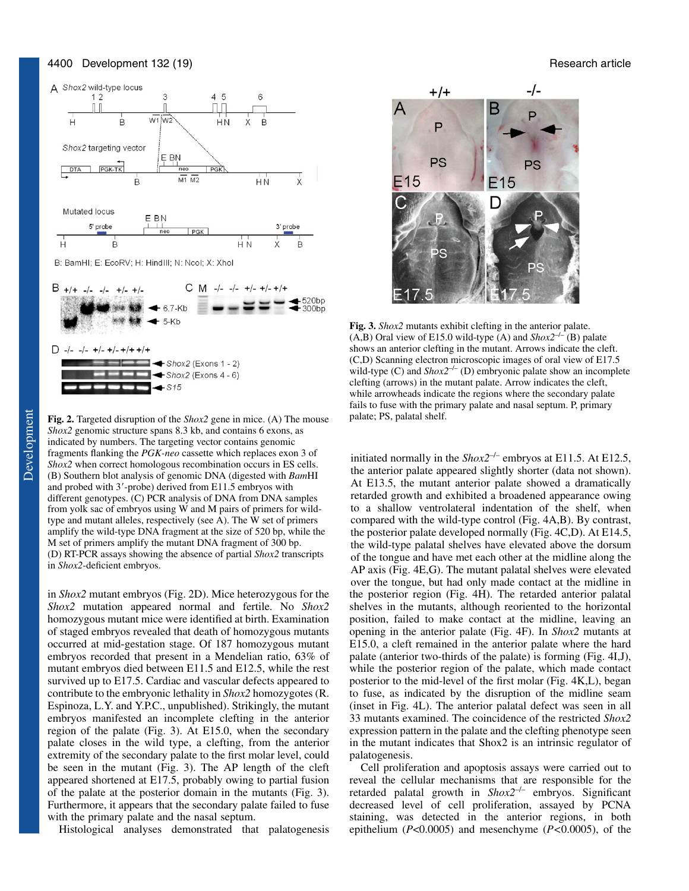**Fig. 2.** Targeted disruption of the *Shox2* gene in mice. (A) The mouse *Shox2* genomic structure spans 8.3 kb, and contains 6 exons, as indicated by numbers. The targeting vector contains genomic fragments flanking the *PGK-neo* cassette which replaces exon 3 of *Shox2* when correct homologous recombination occurs in ES cells. (B) Southern blot analysis of genomic DNA (digested with *Bam*HI and probed with 3′-probe) derived from E11.5 embryos with different genotypes. (C) PCR analysis of DNA from DNA samples from yolk sac of embryos using W and M pairs of primers for wild-type and mutant alleles, respectively (see A). The W set of primers amplify the wild-type DNA fragment at the size of 520 bp, while the M set of primers amplify the mutant DNA fragment of 300 bp. (D) RT-PCR assays showing the absence of partial *Shox2* transcripts in *Shox2*-deficient embryos.

in *Shox2* mutant embryos (Fig. 2D). Mice heterozygous for the *Shox2* mutation appeared normal and fertile. No *Shox2* homozygous mutant mice were identified at birth. Examination of staged embryos revealed that death of homozygous mutants occurred at mid-gestation stage. Of 187 homozygous mutant embryos recorded that present in a Mendelian ratio, 63% of mutant embryos died between E11.5 and E12.5, while the rest survived up to E17.5. Cardiac and vascular defects appeared to contribute to the embryonic lethality in *Shox2* homozygotes (R. Espinoza, L.Y. and Y.P.C., unpublished). Strikingly, the mutant embryos manifested an incomplete clefting in the anterior region of the palate (Fig. 3). At E15.0, when the secondary palate closes in the wild type, a clefting, from the anterior extremity of the secondary palate to the first molar level, could be seen in the mutant (Fig. 3). The AP length of the cleft appeared shortened at E17.5, probably owing to partial fusion of the palate at the posterior domain in the mutants (Fig. 3). Furthermore, it appears that the secondary palate failed to fuse with the primary palate and the nasal septum.

Histological analyses demonstrated that palatogenesis initiated normally in the *Shox2*$^{-/-}$ embryos at E11.5. At E12.5, the anterior palate appeared slightly shorter (data not shown). At E13.5, the mutant anterior palate showed a dramatically retarded growth and exhibited a broadened appearance owing to a shallow ventrolateral indentation of the shelf, when compared with the wild-type control (Fig. 4A,B). By contrast, the posterior palate developed normally (Fig. 4C,D). At E14.5, the wild-type palatal shelves have elevated above the dorsum of the tongue and have met each other at the midline along the AP axis (Fig. 4E,G). The mutant palatal shelves were elevated over the tongue, but had only made contact at the midline in the posterior region (Fig. 4H). The retarded anterior palatal shelves in the mutants, although reoriented to the horizontal position, failed to make contact at the midline, leaving an opening in the anterior palate (Fig. 4F). In *Shox2* mutants at E15.0, a cleft remained in the anterior palate where the hard palate (anterior two-thirds of the palate) is forming (Fig. 4I,J), while the posterior region of the palate, which made contact posterior to the mid-level of the first molar (Fig. 4K,L), began to fuse, as indicated by the disruption of the midline seam (inset in Fig. 4L). The anterior palatal defect was seen in all 33 mutants examined. The coincidence of the restricted *Shox2* expression pattern in the palate and the clefting phenotype seen in the mutant indicates that Shox2 is an intrinsic regulator of palatogenesis.

**Fig. 3.** *Shox2* mutants exhibit clefting in the anterior palate. (A,B) Oral view of E15.0 wild-type (A) and *Shox2*$^{-/-}$ (B) palate shows an anterior clefting in the mutant. Arrows indicate the cleft. (C,D) Scanning electron microscopic images of oral view of E17.5 wild-type (C) and *Shox2*$^{-/-}$ (D) embryonic palate show an incomplete clefting (arrows) in the mutant palate. Arrow indicates the cleft, while arrowheads indicate the regions where the secondary palate fails to fuse with the primary palate and nasal septum. P, primary palate; PS, palatal shelf.

Cell proliferation and apoptosis assays were carried out to reveal the cellular mechanisms that are responsible for the retarded palatal growth in *Shox2*$^{-/-}$ embryos. Significant decreased level of cell proliferation, assayed by PCNA staining, was detected in the anterior regions, in both epithelium ($P<0.0005$) and mesenchyme ($P<0.0005$), of the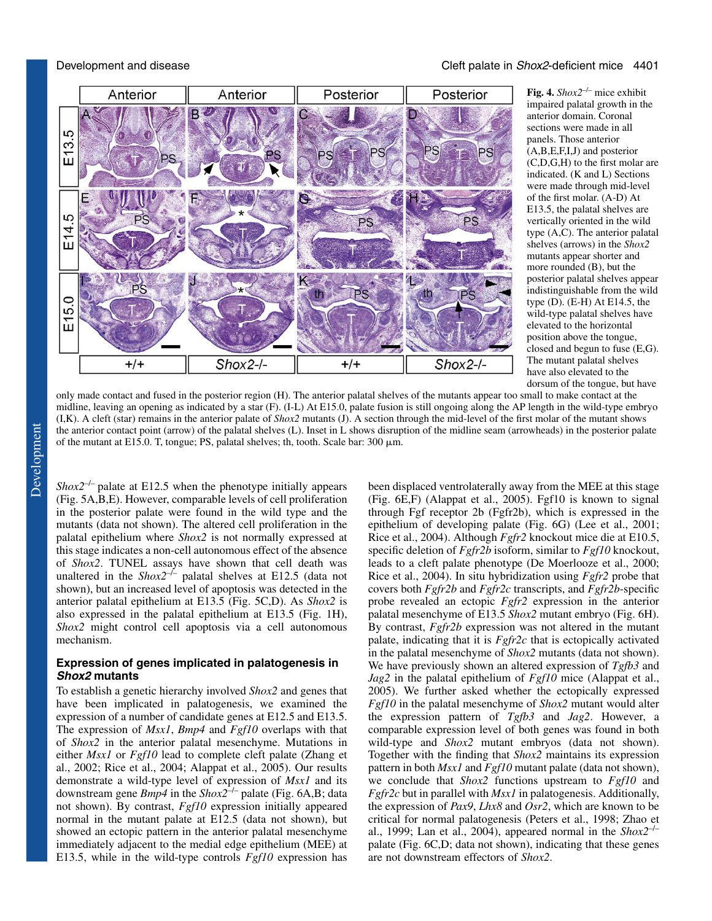**Fig. 4.** *Shox2*$^{-/-}$ mice exhibit impaired palatal growth in the anterior domain. Coronal sections were made in all panels. Those anterior (A,B,E,F,I,J) and posterior (C,D,G,H) to the first molar are indicated. (K and L) Sections were made through mid-level of the first molar. (A-D) At E13.5, the palatal shelves are vertically oriented in the wild type (A,C). The anterior palatal shelves (arrows) in the *Shox2* mutants appear shorter and more rounded (B), but the posterior palatal shelves appear indistinguishable from the wild type (D). (E-H) At E14.5, the wild-type palatal shelves have elevated to the horizontal position above the tongue, closed and begun to fuse (E,G). The mutant palatal shelves have also elevated to the dorsum of the tongue, but have only made contact and fused in the posterior region (H). The anterior palatal shelves of the mutants appear too small to make contact at the midline, leaving an opening as indicated by a star (F). (I-L) At E15.0, palate fusion is still ongoing along the AP length in the wild-type embryo (I,K). A cleft (star) remains in the anterior palate of *Shox2* mutants (J). A section through the mid-level of the first molar of the mutant shows the anterior contact point (arrow) of the palatal shelves (L). Inset in L shows disruption of the midline seam (arrowheads) in the posterior palate of the mutant at E15.0. T, tongue; PS, palatal shelves; th, tooth. Scale bar: 300 μm.

*Shox2*$^{-/-}$ palate at E12.5 when the phenotype initially appears (Fig. 5A,B,E). However, comparable levels of cell proliferation in the posterior palate were found in the wild type and the mutants (data not shown). The altered cell proliferation in the palatal epithelium where *Shox2* is not normally expressed at this stage indicates a non-cell autonomous effect of the absence of *Shox2*. TUNEL assays have shown that cell death was unaltered in the *Shox2*$^{-/-}$ palatal shelves at E12.5 (data not shown), but an increased level of apoptosis was detected in the anterior palatal epithelium at E13.5 (Fig. 5C,D). As *Shox2* is also expressed in the palatal epithelium at E13.5 (Fig. 1H), *Shox2* might control cell apoptosis via a cell autonomous mechanism.

## Expression of genes implicated in palatogenesis in *Shox2* mutants

To establish a genetic hierarchy involved *Shox2* and genes that have been implicated in palatogenesis, we examined the expression of a number of candidate genes at E12.5 and E13.5. The expression of *Msx1*, *Bmp4* and *Fgf10* overlaps with that of *Shox2* in the anterior palatal mesenchyme. Mutations in either *Msx1* or *Fgf10* lead to complete cleft palate (Zhang et al., 2002; Rice et al., 2004; Alappat et al., 2005). Our results demonstrate a wild-type level of expression of *Msx1* and its downstream gene *Bmp4* in the *Shox2*$^{-/-}$ palate (Fig. 6A,B; data not shown). By contrast, *Fgf10* expression initially appeared normal in the mutant palate at E12.5 (data not shown), but showed an ectopic pattern in the anterior palatal mesenchyme immediately adjacent to the medial edge epithelium (MEE) at E13.5, while in the wild-type controls *Fgf10* expression has been displaced ventrolaterally away from the MEE at this stage (Fig. 6E,F) (Alappat et al., 2005). Fgf10 is known to signal through Fgf receptor 2b (Fgfr2b), which is expressed in the epithelium of developing palate (Fig. 6G) (Lee et al., 2001; Rice et al., 2004). Although *Fgfr2* knockout mice die at E10.5, specific deletion of *Fgfr2b* isoform, similar to *Fgf10* knockout, leads to a cleft palate phenotype (De Moerlooze et al., 2000; Rice et al., 2004). In situ hybridization using *Fgfr2* probe that covers both *Fgfr2b* and *Fgfr2c* transcripts, and *Fgfr2b*-specific probe revealed an ectopic *Fgfr2* expression in the anterior palatal mesenchyme of E13.5 *Shox2* mutant embryo (Fig. 6H). By contrast, *Fgfr2b* expression was not altered in the mutant palate, indicating that it is *Fgfr2c* that is ectopically activated in the palatal mesenchyme of *Shox2* mutants (data not shown). We have previously shown an altered expression of *Tgfb3* and *Jag2* in the palatal epithelium of *Fgf10* mice (Alappat et al., 2005). We further asked whether the ectopically expressed *Fgf10* in the palatal mesenchyme of *Shox2* mutant would alter the expression pattern of *Tgfb3* and *Jag2*. However, a comparable expression level of both genes was found in both wild-type and *Shox2* mutant embryos (data not shown). Together with the finding that *Shox2* maintains its expression pattern in both *Msx1* and *Fgf10* mutant palate (data not shown), we conclude that *Shox2* functions upstream to *Fgf10* and *Fgfr2c* but in parallel with *Msx1* in palatogenesis. Additionally, the expression of *Pax9*, *Lhx8* and *Osr2*, which are known to be critical for normal palatogenesis (Peters et al., 1998; Zhao et al., 1999; Lan et al., 2004), appeared normal in the *Shox2*$^{-/-}$ palate (Fig. 6C,D; data not shown), indicating that these genes are not downstream effectors of *Shox2*.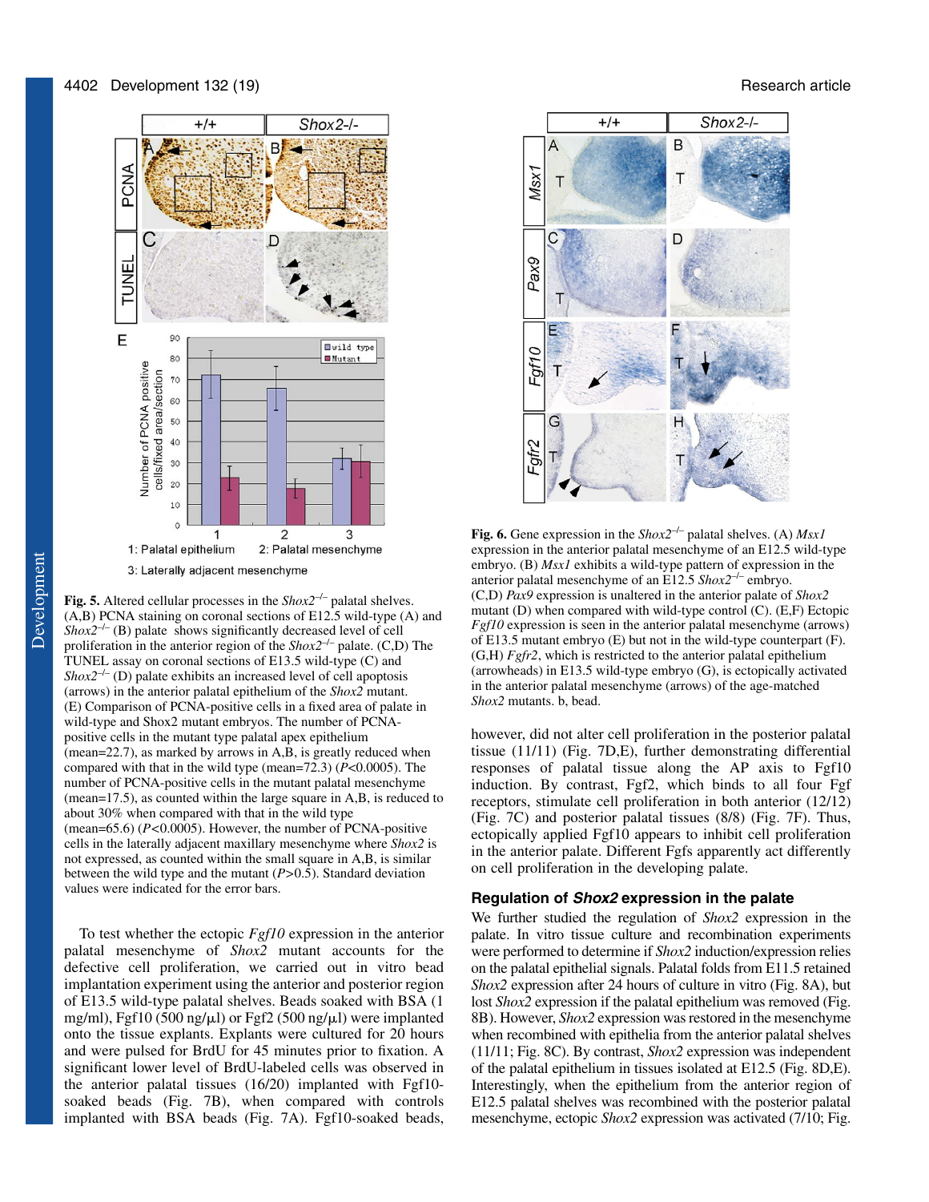**Fig. 5.** Altered cellular processes in the *Shox2*$^{-/-}$ palatal shelves. (A,B) PCNA staining on coronal sections of E12.5 wild-type (A) and *Shox2*$^{-/-}$ (B) palate shows significantly decreased level of cell proliferation in the anterior region of the *Shox2*$^{-/-}$ palate. (C,D) The TUNEL assay on coronal sections of E13.5 wild-type (C) and *Shox2*$^{-/-}$ (D) palate exhibits an increased level of cell apoptosis (arrows) in the anterior palatal epithelium of the *Shox2* mutant. (E) Comparison of PCNA-positive cells in a fixed area of palate in wild-type and Shox2 mutant embryos. The number of PCNA-positive cells in the mutant type palatal apex epithelium (mean=22.7), as marked by arrows in A,B, is greatly reduced when compared with that in the wild type (mean=72.3) ($P$<0.0005). The number of PCNA-positive cells in the mutant palatal mesenchyme (mean=17.5), as counted within the large square in A,B, is reduced to about 30% when compared with that in the wild type (mean=65.6) ($P$<0.0005). However, the number of PCNA-positive cells in the laterally adjacent maxillary mesenchyme where *Shox2* is not expressed, as counted within the small square in A,B, is similar between the wild type and the mutant ($P$>0.5). Standard deviation values were indicated for the error bars.

To test whether the ectopic *Fgf10* expression in the anterior palatal mesenchyme of *Shox2* mutant accounts for the defective cell proliferation, we carried out in vitro bead implantation experiment using the anterior and posterior region of E13.5 wild-type palatal shelves. Beads soaked with BSA (1 mg/ml), Fgf10 (500 ng/μl) or Fgf2 (500 ng/μl) were implanted onto the tissue explants. Explants were cultured for 20 hours and were pulsed for BrdU for 45 minutes prior to fixation. A significant lower level of BrdU-labeled cells was observed in the anterior palatal tissues (16/20) implanted with Fgf10-soaked beads (Fig. 7B), when compared with controls implanted with BSA beads (Fig. 7A). Fgf10-soaked beads, however, did not alter cell proliferation in the posterior palatal tissue (11/11) (Fig. 7D,E), further demonstrating differential responses of palatal tissue along the AP axis to Fgf10 induction. By contrast, Fgf2, which binds to all four Fgf receptors, stimulate cell proliferation in both anterior (12/12) (Fig. 7C) and posterior palatal tissues (8/8) (Fig. 7F). Thus, ectopically applied Fgf10 appears to inhibit cell proliferation in the anterior palate. Different Fgfs apparently act differently on cell proliferation in the developing palate.

**Fig. 6.** Gene expression in the *Shox2*$^{-/-}$ palatal shelves. (A) *Msx1* expression in the anterior palatal mesenchyme of an E12.5 wild-type embryo. (B) *Msx1* exhibits a wild-type pattern of expression in the anterior palatal mesenchyme of an E12.5 *Shox2*$^{-/-}$ embryo. (C,D) *Pax9* expression is unaltered in the anterior palate of *Shox2* mutant (D) when compared with wild-type control (C). (E,F) Ectopic *Fgf10* expression is seen in the anterior palatal mesenchyme (arrows) of E13.5 mutant embryo (E) but not in the wild-type counterpart (F). (G,H) *Fgfr2*, which is restricted to the anterior palatal epithelium (arrowheads) in E13.5 wild-type embryo (G), is ectopically activated in the anterior palatal mesenchyme (arrows) of the age-matched *Shox2* mutants. b, bead.

### Regulation of *Shox2* expression in the palate

We further studied the regulation of *Shox2* expression in the palate. In vitro tissue culture and recombination experiments were performed to determine if *Shox2* induction/expression relies on the palatal epithelial signals. Palatal folds from E11.5 retained *Shox2* expression after 24 hours of culture in vitro (Fig. 8A), but lost *Shox2* expression if the palatal epithelium was removed (Fig. 8B). However, *Shox2* expression was restored in the mesenchyme when recombined with epithelia from the anterior palatal shelves (11/11; Fig. 8C). By contrast, *Shox2* expression was independent of the palatal epithelium in tissues isolated at E12.5 (Fig. 8D,E). Interestingly, when the epithelium from the anterior region of E12.5 palatal shelves was recombined with the posterior palatal mesenchyme, ectopic *Shox2* expression was activated (7/10; Fig.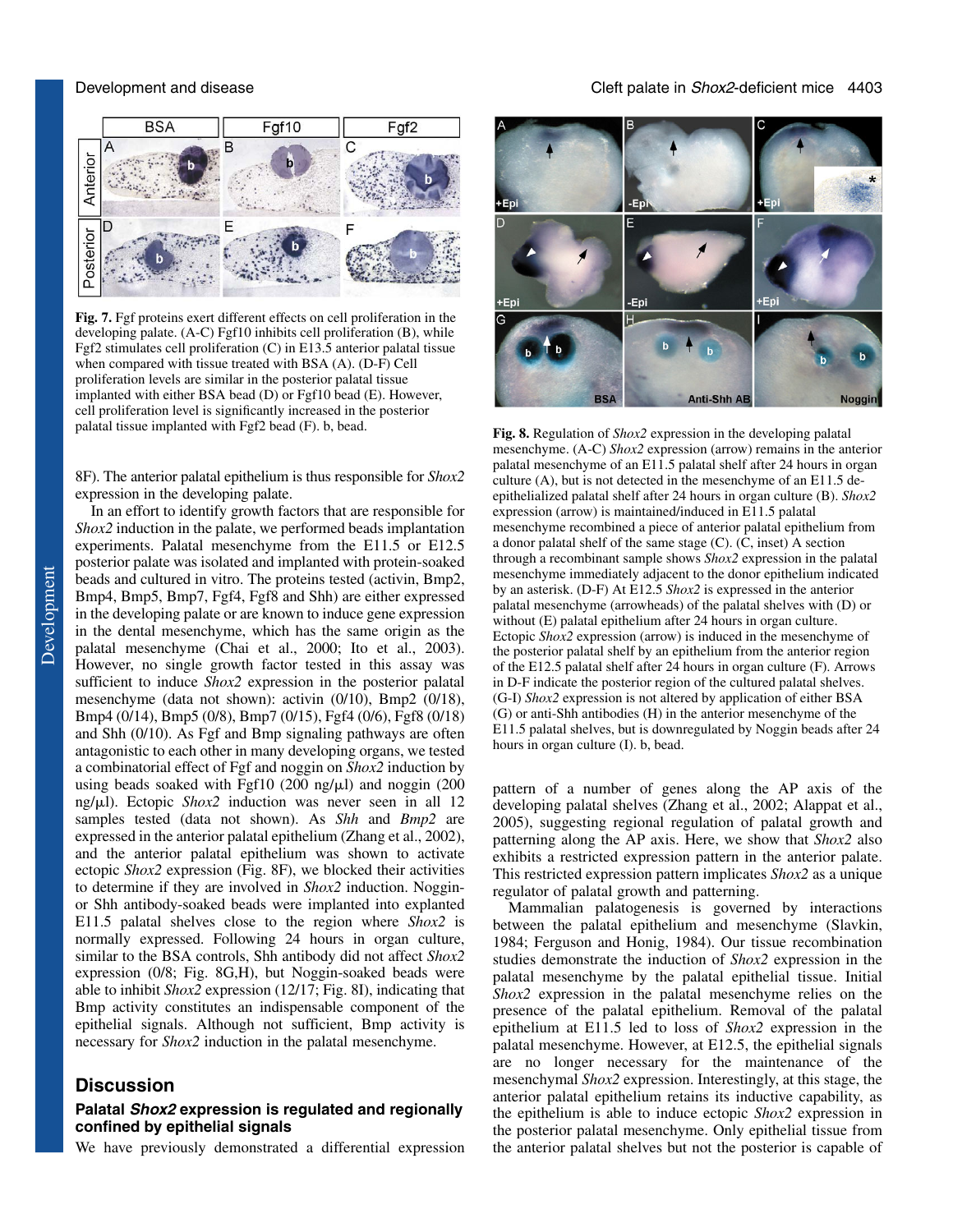Fig. 7. Fgf proteins exert different effects on cell proliferation in the developing palate. (A-C) Fgf10 inhibits cell proliferation (B), while Fgf2 stimulates cell proliferation (C) in E13.5 anterior palatal tissue when compared with tissue treated with BSA (A). (D-F) Cell proliferation levels are similar in the posterior palatal tissue implanted with either BSA bead (D) or Fgf10 bead (E). However, cell proliferation level is significantly increased in the posterior palatal tissue implanted with Fgf2 bead (F). b, bead.

8F). The anterior palatal epithelium is thus responsible for *Shox2* expression in the developing palate.

In an effort to identify growth factors that are responsible for *Shox2* induction in the palate, we performed beads implantation experiments. Palatal mesenchyme from the E11.5 or E12.5 posterior palate was isolated and implanted with protein-soaked beads and cultured in vitro. The proteins tested (activin, Bmp2, Bmp4, Bmp5, Bmp7, Fgf4, Fgf8 and Shh) are either expressed in the developing palate or are known to induce gene expression in the dental mesenchyme, which has the same origin as the palatal mesenchyme (Chai et al., 2000; Ito et al., 2003). However, no single growth factor tested in this assay was sufficient to induce *Shox2* expression in the posterior palatal mesenchyme (data not shown): activin (0/10), Bmp2 (0/18), Bmp4 (0/14), Bmp5 (0/8), Bmp7 (0/15), Fgf4 (0/6), Fgf8 (0/18) and Shh (0/10). As Fgf and Bmp signaling pathways are often antagonistic to each other in many developing organs, we tested a combinatorial effect of Fgf and noggin on *Shox2* induction by using beads soaked with Fgf10 (200 ng/μl) and noggin (200 ng/μl). Ectopic *Shox2* induction was never seen in all 12 samples tested (data not shown). As *Shh* and *Bmp2* are expressed in the anterior palatal epithelium (Zhang et al., 2002), and the anterior palatal epithelium was shown to activate ectopic *Shox2* expression (Fig. 8F), we blocked their activities to determine if they are involved in *Shox2* induction. Noggin- or Shh antibody-soaked beads were implanted into explanted E11.5 palatal shelves close to the region where *Shox2* is normally expressed. Following 24 hours in organ culture, similar to the BSA controls, Shh antibody did not affect *Shox2* expression (0/8; Fig. 8G,H), but Noggin-soaked beads were able to inhibit *Shox2* expression (12/17; Fig. 8I), indicating that Bmp activity constitutes an indispensable component of the epithelial signals. Although not sufficient, Bmp activity is necessary for *Shox2* induction in the palatal mesenchyme.

Fig. 8. Regulation of *Shox2* expression in the developing palatal mesenchyme. (A-C) *Shox2* expression (arrow) remains in the anterior palatal mesenchyme of an E11.5 palatal shelf after 24 hours in organ culture (A), but is not detected in the mesenchyme of an E11.5 de-epithelialized palatal shelf after 24 hours in organ culture (B). *Shox2* expression (arrow) is maintained/induced in E11.5 palatal mesenchyme recombined a piece of anterior palatal epithelium from a donor palatal shelf of the same stage (C). (C, inset) A section through a recombinant sample shows *Shox2* expression in the palatal mesenchyme immediately adjacent to the donor epithelium indicated by an asterisk. (D-F) At E12.5 *Shox2* is expressed in the anterior palatal mesenchyme (arrowheads) of the palatal shelves with (D) or without (E) palatal epithelium after 24 hours in organ culture. Ectopic *Shox2* expression (arrow) is induced in the mesenchyme of the posterior palatal shelf by an epithelium from the anterior region of the E12.5 palatal shelf after 24 hours in organ culture (F). Arrows in D-F indicate the posterior region of the cultured palatal shelves. (G-I) *Shox2* expression is not altered by application of either BSA (G) or anti-Shh antibodies (H) in the anterior mesenchyme of the E11.5 palatal shelves, but is downregulated by Noggin beads after 24 hours in organ culture (I). b, bead.

## Discussion

### Palatal *Shox2* expression is regulated and regionally confined by epithelial signals

We have previously demonstrated a differential expression pattern of a number of genes along the AP axis of the developing palatal shelves (Zhang et al., 2002; Alappat et al., 2005), suggesting regional regulation of palatal growth and patterning along the AP axis. Here, we show that *Shox2* also exhibits a restricted expression pattern in the anterior palate. This restricted expression pattern implicates *Shox2* as a unique regulator of palatal growth and patterning.

Mammalian palatogenesis is governed by interactions between the palatal epithelium and mesenchyme (Slavkin, 1984; Ferguson and Honig, 1984). Our tissue recombination studies demonstrate the induction of *Shox2* expression in the palatal mesenchyme by the palatal epithelial tissue. Initial *Shox2* expression in the palatal mesenchyme relies on the presence of the palatal epithelium. Removal of the palatal epithelium at E11.5 led to loss of *Shox2* expression in the palatal mesenchyme. However, at E12.5, the epithelial signals are no longer necessary for the maintenance of the mesenchymal *Shox2* expression. Interestingly, at this stage, the anterior palatal epithelium retains its inductive capability, as the epithelium is able to induce ectopic *Shox2* expression in the posterior palatal mesenchyme. Only epithelial tissue from the anterior palatal shelves but not the posterior is capable of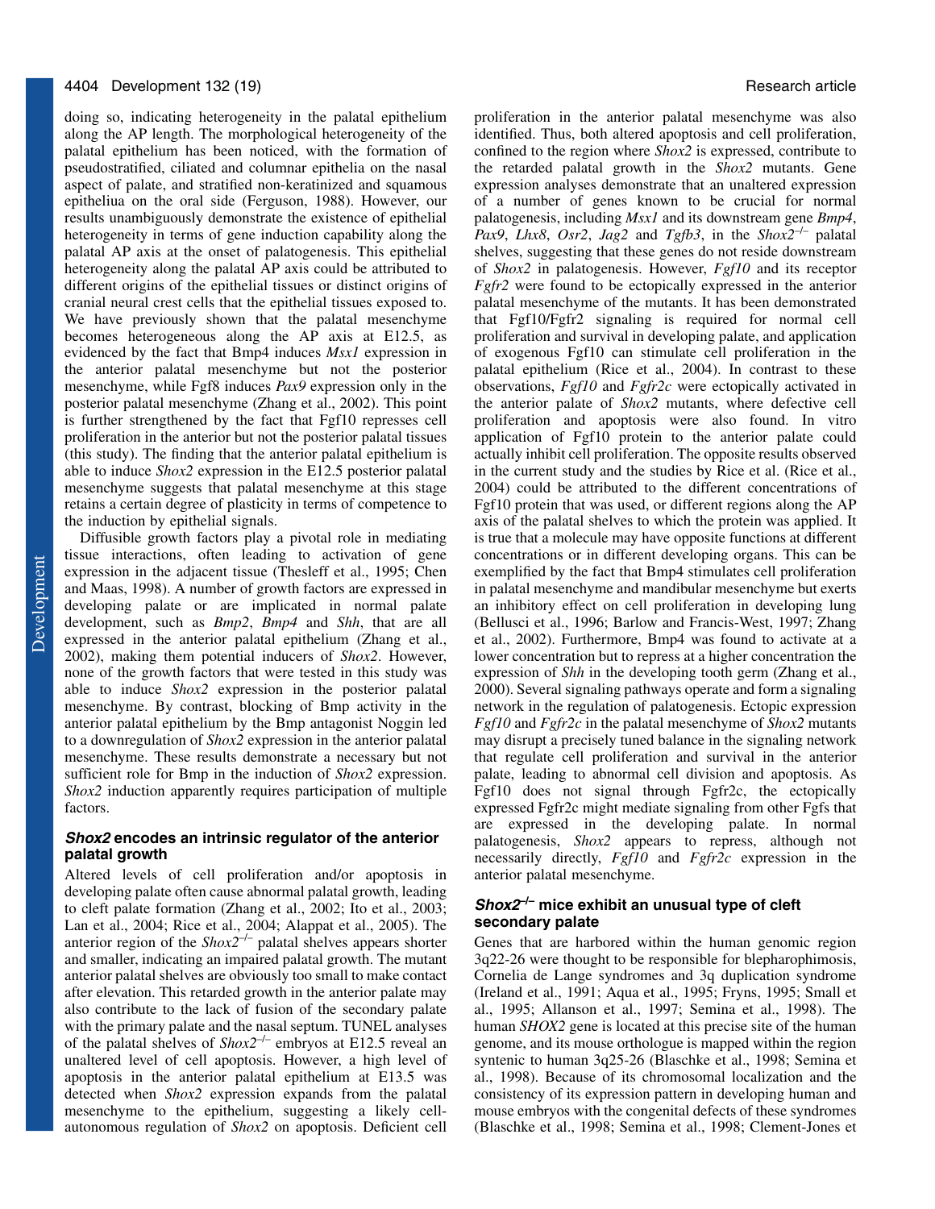doing so, indicating heterogeneity in the palatal epithelium along the AP length. The morphological heterogeneity of the palatal epithelium has been noticed, with the formation of pseudostratified, ciliated and columnar epithelia on the nasal aspect of palate, and stratified non-keratinized and squamous epitheliua on the oral side (Ferguson, 1988). However, our results unambiguously demonstrate the existence of epithelial heterogeneity in terms of gene induction capability along the palatal AP axis at the onset of palatogenesis. This epithelial heterogeneity along the palatal AP axis could be attributed to different origins of the epithelial tissues or distinct origins of cranial neural crest cells that the epithelial tissues exposed to. We have previously shown that the palatal mesenchyme becomes heterogeneous along the AP axis at E12.5, as evidenced by the fact that Bmp4 induces *Msx1* expression in the anterior palatal mesenchyme but not the posterior mesenchyme, while Fgf8 induces *Pax9* expression only in the posterior palatal mesenchyme (Zhang et al., 2002). This point is further strengthened by the fact that Fgf10 represses cell proliferation in the anterior but not the posterior palatal tissues (this study). The finding that the anterior palatal epithelium is able to induce *Shox2* expression in the E12.5 posterior palatal mesenchyme suggests that palatal mesenchyme at this stage retains a certain degree of plasticity in terms of competence to the induction by epithelial signals.

Diffusible growth factors play a pivotal role in mediating tissue interactions, often leading to activation of gene expression in the adjacent tissue (Thesleff et al., 1995; Chen and Maas, 1998). A number of growth factors are expressed in developing palate or are implicated in normal palate development, such as *Bmp2*, *Bmp4* and *Shh*, that are all expressed in the anterior palatal epithelium (Zhang et al., 2002), making them potential inducers of *Shox2*. However, none of the growth factors that were tested in this study was able to induce *Shox2* expression in the posterior palatal mesenchyme. By contrast, blocking of Bmp activity in the anterior palatal epithelium by the Bmp antagonist Noggin led to a downregulation of *Shox2* expression in the anterior palatal mesenchyme. These results demonstrate a necessary but not sufficient role for Bmp in the induction of *Shox2* expression. *Shox2* induction apparently requires participation of multiple factors.

## *Shox2* encodes an intrinsic regulator of the anterior palatal growth

Altered levels of cell proliferation and/or apoptosis in developing palate often cause abnormal palatal growth, leading to cleft palate formation (Zhang et al., 2002; Ito et al., 2003; Lan et al., 2004; Rice et al., 2004; Alappat et al., 2005). The anterior region of the *Shox2*$^{-/-}$ palatal shelves appears shorter and smaller, indicating an impaired palatal growth. The mutant anterior palatal shelves are obviously too small to make contact after elevation. This retarded growth in the anterior palate may also contribute to the lack of fusion of the secondary palate with the primary palate and the nasal septum. TUNEL analyses of the palatal shelves of *Shox2*$^{-/-}$ embryos at E12.5 reveal an unaltered level of cell apoptosis. However, a high level of apoptosis in the anterior palatal epithelium at E13.5 was detected when *Shox2* expression expands from the palatal mesenchyme to the epithelium, suggesting a likely cell-autonomous regulation of *Shox2* on apoptosis. Deficient cell proliferation in the anterior palatal mesenchyme was also identified. Thus, both altered apoptosis and cell proliferation, confined to the region where *Shox2* is expressed, contribute to the retarded palatal growth in the *Shox2* mutants. Gene expression analyses demonstrate that an unaltered expression of a number of genes known to be crucial for normal palatogenesis, including *Msx1* and its downstream gene *Bmp4*, *Pax9*, *Lhx8*, *Osr2*, *Jag2* and *Tgfb3*, in the *Shox2*$^{-/-}$ palatal shelves, suggesting that these genes do not reside downstream of *Shox2* in palatogenesis. However, *Fgf10* and its receptor *Fgfr2* were found to be ectopically expressed in the anterior palatal mesenchyme of the mutants. It has been demonstrated that Fgf10/Fgfr2 signaling is required for normal cell proliferation and survival in developing palate, and application of exogenous Fgf10 can stimulate cell proliferation in the palatal epithelium (Rice et al., 2004). In contrast to these observations, *Fgf10* and *Fgfr2c* were ectopically activated in the anterior palate of *Shox2* mutants, where defective cell proliferation and apoptosis were also found. In vitro application of Fgf10 protein to the anterior palate could actually inhibit cell proliferation. The opposite results observed in the current study and the studies by Rice et al. (Rice et al., 2004) could be attributed to the different concentrations of Fgf10 protein that was used, or different regions along the AP axis of the palatal shelves to which the protein was applied. It is true that a molecule may have opposite functions at different concentrations or in different developing organs. This can be exemplified by the fact that Bmp4 stimulates cell proliferation in palatal mesenchyme and mandibular mesenchyme but exerts an inhibitory effect on cell proliferation in developing lung (Bellusci et al., 1996; Barlow and Francis-West, 1997; Zhang et al., 2002). Furthermore, Bmp4 was found to activate at a lower concentration but to repress at a higher concentration the expression of *Shh* in the developing tooth germ (Zhang et al., 2000). Several signaling pathways operate and form a signaling network in the regulation of palatogenesis. Ectopic expression *Fgf10* and *Fgfr2c* in the palatal mesenchyme of *Shox2* mutants may disrupt a precisely tuned balance in the signaling network that regulate cell proliferation and survival in the anterior palate, leading to abnormal cell division and apoptosis. As Fgf10 does not signal through Fgfr2c, the ectopically expressed Fgfr2c might mediate signaling from other Fgfs that are expressed in the developing palate. In normal palatogenesis, *Shox2* appears to repress, although not necessarily directly, *Fgf10* and *Fgfr2c* expression in the anterior palatal mesenchyme.

## *Shox2*$^{-/-}$ mice exhibit an unusual type of cleft secondary palate

Genes that are harbored within the human genomic region 3q22-26 were thought to be responsible for blepharophimosis, Cornelia de Lange syndromes and 3q duplication syndrome (Ireland et al., 1991; Aqua et al., 1995; Fryns, 1995; Small et al., 1995; Allanson et al., 1997; Semina et al., 1998). The human *SHOX2* gene is located at this precise site of the human genome, and its mouse orthologue is mapped within the region syntenic to human 3q25-26 (Blaschke et al., 1998; Semina et al., 1998). Because of its chromosomal localization and the consistency of its expression pattern in developing human and mouse embryos with the congenital defects of these syndromes (Blaschke et al., 1998; Semina et al., 1998; Clement-Jones et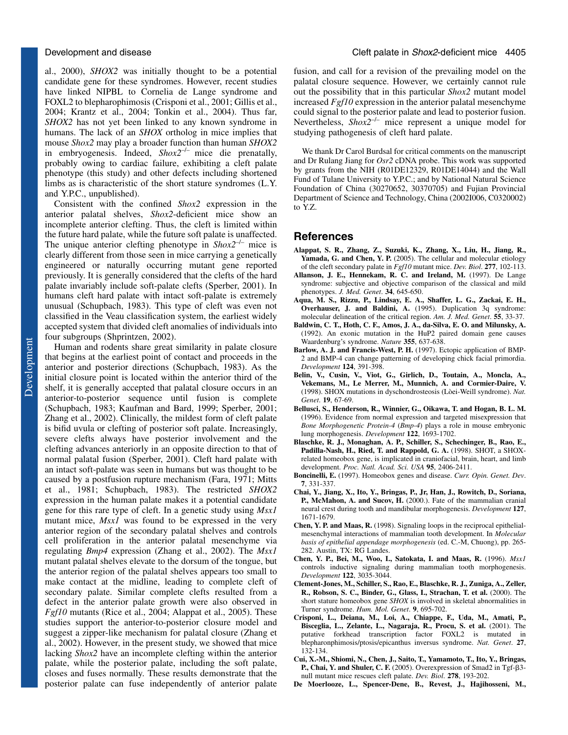al., 2000), *SHOX2* was initially thought to be a potential candidate gene for these syndromes. However, recent studies have linked NIPBL to Cornelia de Lange syndrome and FOXL2 to blepharophimosis (Crisponi et al., 2001; Gillis et al., 2004; Krantz et al., 2004; Tonkin et al., 2004). Thus far, *SHOX2* has not yet been linked to any known syndrome in humans. The lack of an *SHOX* ortholog in mice implies that mouse *Shox2* may play a broader function than human *SHOX2* in embryogenesis. Indeed, *Shox2*$^{-/-}$ mice die prenatally, probably owing to cardiac failure, exhibiting a cleft palate phenotype (this study) and other defects including shortened limbs as is characteristic of the short stature syndromes (L.Y. and Y.P.C., unpublished).

Consistent with the confined *Shox2* expression in the anterior palatal shelves, *Shox2*-deficient mice show an incomplete anterior clefting. Thus, the cleft is limited within the future hard palate, while the future soft palate is unaffected. The unique anterior clefting phenotype in *Shox2*$^{-/-}$ mice is clearly different from those seen in mice carrying a genetically engineered or naturally occurring mutant gene reported previously. It is generally considered that the clefts of the hard palate invariably include soft-palate clefts (Sperber, 2001). In humans cleft hard palate with intact soft-palate is extremely unusual (Schupbach, 1983). This type of cleft was even not classified in the Veau classification system, the earliest widely accepted system that divided cleft anomalies of individuals into four subgroups (Shprintzen, 2002).

Human and rodents share great similarity in palate closure that begins at the earliest point of contact and proceeds in the anterior and posterior directions (Schupbach, 1983). As the initial closure point is located within the anterior third of the shelf, it is generally accepted that the palate closure occurs in an anterior-to-posterior sequence until fusion is complete (Schupbach, 1983; Kaufman and Bard, 1999; Sperber, 2001; Zhang et al., 2002). Clinically, the mildest form of cleft palate is bifid uvula or clefting of posterior soft palate. Increasingly, severe clefts always have posterior involvement and the clefting advances anteriorly in an opposite direction to that of normal palatal fusion (Sperber, 2001). Cleft hard palate with an intact soft-palate was seen in humans but was thought to be caused by a postfusion rupture mechanism (Fara, 1971; Mitts et al., 1981; Schupbach, 1983). The restricted *SHOX2* expression in the human palate makes it a potential candidate gene for this rare type of cleft. In a genetic study using *Msx1* mutant mice, *Msx1* was found to be expressed in the very anterior region of the secondary palatal shelves and controls cell proliferation in the anterior palatal mesenchyme via regulating *Bmp4* expression (Zhang et al., 2002). The *Msx1* mutant palatal shelves elevate to the dorsum of the tongue, but the anterior region of the palatal shelves appears too small to make contact at the midline, leading to complete cleft of secondary palate. Similar complete clefts resulted from a defect in the anterior palate growth were also observed in *Fgf10* mutants (Rice et al., 2004; Alappat et al., 2005). These studies support the anterior-to-posterior closure model and suggest a zipper-like mechanism for palatal closure (Zhang et al., 2002). However, in the present study, we showed that mice lacking *Shox2* have an incomplete clefting within the anterior palate, while the posterior palate, including the soft palate, closes and fuses normally. These results demonstrate that the posterior palate can fuse independently of anterior palate fusion, and call for a revision of the prevailing model on the palatal closure sequence. However, we certainly cannot rule out the possibility that in this particular *Shox2* mutant model increased *Fgf10* expression in the anterior palatal mesenchyme could signal to the posterior palate and lead to posterior fusion. Nevertheless, *Shox2*$^{-/-}$ mice represent a unique model for studying pathogenesis of cleft hard palate.

We thank Dr Carol Burdsal for critical comments on the manuscript and Dr Rulang Jiang for *Osr2* cDNA probe. This work was supported by grants from the NIH (R01DE12329, R01DE14044) and the Wall Fund of Tulane University to Y.P.C.; and by National Natural Science Foundation of China (30270652, 30370705) and Fujian Provincial Department of Science and Technology, China (2002I006, C0320002) to Y.Z.

## References

**Alappat, S. R., Zhang, Z., Suzuki, K., Zhang, X., Liu, H., Jiang, R., Yamada, G. and Chen, Y. P.** (2005). The cellular and molecular etiology of the cleft secondary palate in *Fgf10* mutant mice. *Dev. Biol.* **277**, 102-113.

**Allanson, J. E., Hennekam, R. C. and Ireland, M.** (1997). De Lange syndrome: subjective and objective comparison of the classical and mild phenotypes. *J. Med. Genet.* **34**, 645-650.

**Aqua, M. S., Rizzu, P., Lindsay, E. A., Shaffer, L. G., Zackai, E. H., Overhauser, J. and Baldini, A.** (1995). Duplication 3q syndrome: molecular delineation of the critical region. *Am. J. Med. Genet.* **55**, 33-37.

**Baldwin, C. T., Hoth, C. F., Amos, J. A., da-Silva, E. O. and Milunsky, A.** (1992). An exonic mutation in the HuP2 paired domain gene causes Waardenburg's syndrome. *Nature* **355**, 637-638.

**Barlow, A. J. and Francis-West, P. H.** (1997). Ectopic application of BMP-2 and BMP-4 can change patterning of developing chick facial primordia. *Development* **124**, 391-398.

**Belin, V., Cusin, V., Viot, G., Girlich, D., Toutain, A., Moncla, A., Vekemans, M., Le Merrer, M., Munnich, A. and Cormier-Daire, V.** (1998). SHOX mutations in dyschondrosteosis (Lèoi-Weill syndrome). *Nat. Genet.* **19**, 67-69.

**Bellusci, S., Henderson, R., Winnier, G., Oikawa, T. and Hogan, B. L. M.** (1996). Evidence from normal expression and targeted misexpression that *Bone Morphogenetic Protein-4* (*Bmp-4*) plays a role in mouse embryonic lung morphogenesis. *Development* **122**, 1693-1702.

**Blaschke, R. J., Monaghan, A. P., Schiller, S., Schechinger, B., Rao, E., Padilla-Nash, H., Ried, T. and Rappold, G. A.** (1998). SHOT, a SHOX-related homeobox gene, is implicated in craniofacial, brain, heart, and limb development. *Proc. Natl. Acad. Sci. USA* **95**, 2406-2411.

**Boncinelli, E.** (1997). Homeobox genes and disease. *Curr. Opin. Genet. Dev.* **7**, 331-337.

**Chai, Y., Jiang, X., Ito, Y., Bringas, P., Jr, Han, J., Rowitch, D., Soriana, P., McMahon, A. and Sucov, H.** (2000.). Fate of the mammalian cranial neural crest during tooth and mandibular morphogenesis. *Development* **127**, 1671-1679.

**Chen, Y. P. and Maas, R.** (1998). Signaling loops in the reciprocal epithelial-mesenchymal interactions of mammalian tooth development. In *Molecular basis of epithelial appendage morphogenesis* (ed. C.-M, Chuong), pp. 265-282. Austin, TX: RG Landes.

**Chen, Y. P., Bei, M., Woo, I., Satokata, I. and Maas, R.** (1996). *Msx1* controls inductive signaling during mammalian tooth morphogenesis. *Development* **122**, 3035-3044.

**Clement-Jones, M., Schiller, S., Rao, E., Blaschke, R. J., Zuniga, A., Zeller, R., Robson, S. C., Binder, G., Glass, I., Strachan, T. et al.** (2000). The short stature homeobox gene *SHOX* is involved in skeletal abnormalities in Turner syndrome. *Hum. Mol. Genet.* **9**, 695-702.

**Crisponi, L., Deiana, M., Loi, A., Chiappe, F., Uda, M., Amati, P., Bisceglia, L., Zelante, L., Nagaraja, R., Procu, S. et al.** (2001). The putative forkhead transcription factor FOXL2 is mutated in blepharonphimosis/ptosis/epicanthus inversus syndrome. *Nat. Genet.* **27**, 132-134.

**Cui, X.-M., Shiomi, N., Chen, J., Saito, T., Yamamoto, T., Ito, Y., Bringas, P., Chai, Y. and Shuler, C. F.** (2005). Overexpression of Smad2 in Tgf-β3-null mutant mice rescues cleft palate. *Dev. Biol.* **278**, 193-202.

**De Moerlooze, L., Spencer-Dene, B., Revest, J., Hajihosseni, M.,**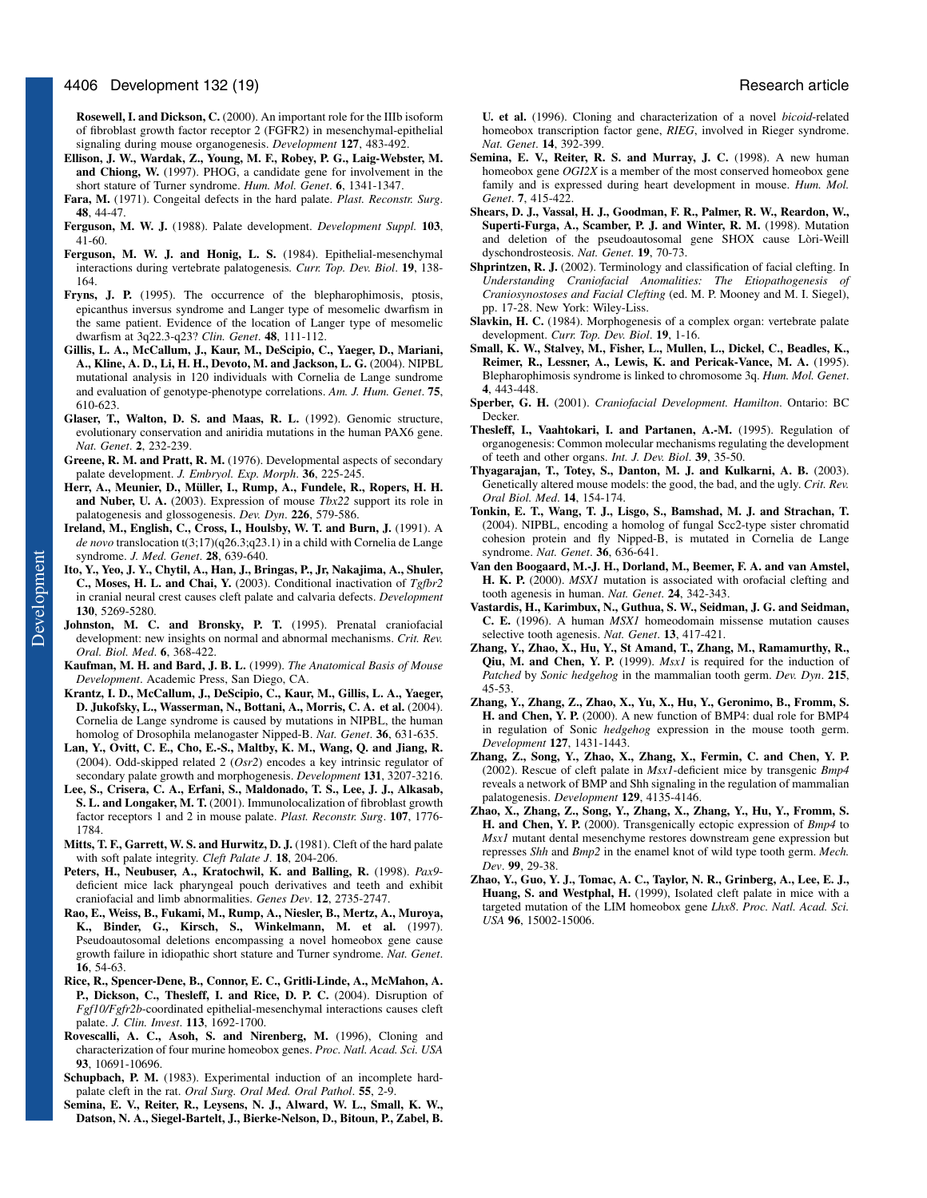Rosewell, I. and Dickson, C.** (2000). An important role for the IIIb isoform of fibroblast growth factor receptor 2 (FGFR2) in mesenchymal-epithelial signaling during mouse organogenesis. *Development* **127**, 483-492.

**Ellison, J. W., Wardak, Z., Young, M. F., Robey, P. G., Laig-Webster, M. and Chiong, W.** (1997). PHOG, a candidate gene for involvement in the short stature of Turner syndrome. *Hum. Mol. Genet*. **6**, 1341-1347.

**Fara, M.** (1971). Congeital defects in the hard palate. *Plast. Reconstr. Surg*. **48**, 44-47.

**Ferguson, M. W. J.** (1988). Palate development. *Development Suppl.* **103**, 41-60.

**Ferguson, M. W. J. and Honig, L. S.** (1984). Epithelial-mesenchymal interactions during vertebrate palatogenesis. *Curr. Top. Dev. Biol*. **19**, 138-164.

**Fryns, J. P.** (1995). The occurrence of the blepharophimosis, ptosis, epicanthus inversus syndrome and Langer type of mesomelic dwarfism in the same patient. Evidence of the location of Langer type of mesomelic dwarfism at 3q22.3-q23? *Clin. Genet*. **48**, 111-112.

**Gillis, L. A., McCallum, J., Kaur, M., DeScipio, C., Yaeger, D., Mariani, A., Kline, A. D., Li, H. H., Devoto, M. and Jackson, L. G.** (2004). NIPBL mutational analysis in 120 individuals with Cornelia de Lange sundrome and evaluation of genotype-phenotype correlations. *Am. J. Hum. Genet*. **75**, 610-623.

**Glaser, T., Walton, D. S. and Maas, R. L.** (1992). Genomic structure, evolutionary conservation and aniridia mutations in the human PAX6 gene. *Nat. Genet*. **2**, 232-239.

**Greene, R. M. and Pratt, R. M.** (1976). Developmental aspects of secondary palate development. *J. Embryol. Exp. Morph*. **36**, 225-245.

**Herr, A., Meunier, D., Müller, I., Rump, A., Fundele, R., Ropers, H. H. and Nuber, U. A.** (2003). Expression of mouse *Tbx22* support its role in palatogenesis and glossogenesis. *Dev. Dyn*. **226**, 579-586.

**Ireland, M., English, C., Cross, I., Houlsby, W. T. and Burn, J.** (1991). A *de novo* translocation t(3;17)(q26.3;q23.1) in a child with Cornelia de Lange syndrome. *J. Med. Genet*. **28**, 639-640.

**Ito, Y., Yeo, J. Y., Chytil, A., Han, J., Bringas, P., Jr, Nakajima, A., Shuler, C., Moses, H. L. and Chai, Y.** (2003). Conditional inactivation of *Tgfbr2* in cranial neural crest causes cleft palate and calvaria defects. *Development* **130**, 5269-5280.

**Johnston, M. C. and Bronsky, P. T.** (1995). Prenatal craniofacial development: new insights on normal and abnormal mechanisms. *Crit. Rev. Oral. Biol. Med*. **6**, 368-422.

**Kaufman, M. H. and Bard, J. B. L.** (1999). *The Anatomical Basis of Mouse Development*. Academic Press, San Diego, CA.

**Krantz, I. D., McCallum, J., DeScipio, C., Kaur, M., Gillis, L. A., Yaeger, D. Jukofsky, L., Wasserman, N., Bottani, A., Morris, C. A. et al.** (2004). Cornelia de Lange syndrome is caused by mutations in NIPBL, the human homolog of Drosophila melanogaster Nipped-B. *Nat. Genet*. **36**, 631-635.

**Lan, Y., Ovitt, C. E., Cho, E.-S., Maltby, K. M., Wang, Q. and Jiang, R.** (2004). Odd-skipped related 2 (*Osr2*) encodes a key intrinsic regulator of secondary palate growth and morphogenesis. *Development* **131**, 3207-3216.

**Lee, S., Crisera, C. A., Erfani, S., Maldonado, T. S., Lee, J. J., Alkasab, S. L. and Longaker, M. T.** (2001). Immunolocalization of fibroblast growth factor receptors 1 and 2 in mouse palate. *Plast. Reconstr. Surg*. **107**, 1776-1784.

**Mitts, T. F., Garrett, W. S. and Hurwitz, D. J.** (1981). Cleft of the hard palate with soft palate integrity. *Cleft Palate J*. **18**, 204-206.

**Peters, H., Neubuser, A., Kratochwil, K. and Balling, R.** (1998). *Pax9*-deficient mice lack pharyngeal pouch derivatives and teeth and exhibit craniofacial and limb abnormalities. *Genes Dev*. **12**, 2735-2747.

**Rao, E., Weiss, B., Fukami, M., Rump, A., Niesler, B., Mertz, A., Muroya, K., Binder, G., Kirsch, S., Winkelmann, M. et al.** (1997). Pseudoautosomal deletions encompassing a novel homeobox gene cause growth failure in idiopathic short stature and Turner syndrome. *Nat. Genet*. **16**, 54-63.

**Rice, R., Spencer-Dene, B., Connor, E. C., Gritli-Linde, A., McMahon, A. P., Dickson, C., Thesleff, I. and Rice, D. P. C.** (2004). Disruption of *Fgf10/Fgfr2b*-coordinated epithelial-mesenchymal interactions causes cleft palate. *J. Clin. Invest*. **113**, 1692-1700.

**Rovescalli, A. C., Asoh, S. and Nirenberg, M.** (1996), Cloning and characterization of four murine homeobox genes. *Proc. Natl. Acad. Sci. USA* **93**, 10691-10696.

**Schupbach, P. M.** (1983). Experimental induction of an incomplete hard-palate cleft in the rat. *Oral Surg. Oral Med. Oral Pathol*. **55**, 2-9.

**Semina, E. V., Reiter, R., Leysens, N. J., Alward, W. L., Small, K. W., Datson, N. A., Siegel-Bartelt, J., Bierke-Nelson, D., Bitoun, P., Zabel, B. U. et al.** (1996). Cloning and characterization of a novel *bicoid*-related homeobox transcription factor gene, *RIEG*, involved in Rieger syndrome. *Nat. Genet*. **14**, 392-399.

**Semina, E. V., Reiter, R. S. and Murray, J. C.** (1998). A new human homeobox gene *OGI2X* is a member of the most conserved homeobox gene family and is expressed during heart development in mouse. *Hum. Mol. Genet*. **7**, 415-422.

**Shears, D. J., Vassal, H. J., Goodman, F. R., Palmer, R. W., Reardon, W., Superti-Furga, A., Scamber, P. J. and Winter, R. M.** (1998). Mutation and deletion of the pseudoautosomal gene SHOX cause Lòri-Weill dyschondrosteosis. *Nat. Genet*. **19**, 70-73.

**Shprintzen, R. J.** (2002). Terminology and classification of facial clefting. In *Understanding Craniofacial Anomalies: The Etiopathogenesis of Craniosynostoses and Facial Clefting* (ed. M. P. Mooney and M. I. Siegel), pp. 17-28. New York: Wiley-Liss.

**Slavkin, H. C.** (1984). Morphogenesis of a complex organ: vertebrate palate development. *Curr. Top. Dev. Biol*. **19**, 1-16.

**Small, K. W., Stalvey, M., Fisher, L., Mullen, L., Dickel, C., Beadles, K., Reimer, R., Lessner, A., Lewis, K. and Pericak-Vance, M. A.** (1995). Blepharophimosis syndrome is linked to chromosome 3q. *Hum. Mol. Genet*. **4**, 443-448.

**Sperber, G. H.** (2001). *Craniofacial Development. Hamilton*. Ontario: BC Decker.

**Thesleff, I., Vaahtokari, I. and Partanen, A.-M.** (1995). Regulation of organogenesis: Common molecular mechanisms regulating the development of teeth and other organs. *Int. J. Dev. Biol*. **39**, 35-50.

**Thyagarajan, T., Totey, S., Danton, M. J. and Kulkarni, A. B.** (2003). Genetically altered mouse models: the good, the bad, and the ugly. *Crit. Rev. Oral Biol. Med*. **14**, 154-174.

**Tonkin, E. T., Wang, T. J., Lisgo, S., Bamshad, M. J. and Strachan, T.** (2004). NIPBL, encoding a homolog of fungal Scc2-type sister chromatid cohesion protein and fly Nipped-B, is mutated in Cornelia de Lange syndrome. *Nat. Genet*. **36**, 636-641.

**Van den Boogaard, M.-J. H., Dorland, M., Beemer, F. A. and van Amstel, H. K. P.** (2000). *MSX1* mutation is associated with orofacial clefting and tooth agenesis in human. *Nat. Genet*. **24**, 342-343.

**Vastardis, H., Karimbux, N., Guthua, S. W., Seidman, J. G. and Seidman, C. E.** (1996). A human *MSX1* homeodomain missense mutation causes selective tooth agenesis. *Nat. Genet*. **13**, 417-421.

**Zhang, Y., Zhao, X., Hu, Y., St Amand, T., Zhang, M., Ramamurthy, R., Qiu, M. and Chen, Y. P.** (1999). *Msx1* is required for the induction of *Patched* by *Sonic hedgehog* in the mammalian tooth germ. *Dev. Dyn*. **215**, 45-53.

**Zhang, Y., Zhang, Z., Zhao, X., Yu, X., Hu, Y., Geronimo, B., Fromm, S. H. and Chen, Y. P.** (2000). A new function of BMP4: dual role for BMP4 in regulation of Sonic *hedgehog* expression in the mouse tooth germ. *Development* **127**, 1431-1443.

**Zhang, Z., Song, Y., Zhao, X., Zhang, X., Fermin, C. and Chen, Y. P.** (2002). Rescue of cleft palate in *Msx1*-deficient mice by transgenic *Bmp4* reveals a network of BMP and Shh signaling in the regulation of mammalian palatogenesis. *Development* **129**, 4135-4146.

**Zhao, X., Zhang, Z., Song, Y., Zhang, X., Zhang, Y., Hu, Y., Fromm, S. H. and Chen, Y. P.** (2000). Transgenically ectopic expression of *Bmp4* to *Msx1* mutant dental mesenchyme restores downstream gene expression but represses *Shh* and *Bmp2* in the enamel knot of wild type tooth germ. *Mech. Dev*. **99**, 29-38.

**Zhao, Y., Guo, Y. J., Tomac, A. C., Taylor, N. R., Grinberg, A., Lee, E. J., Huang, S. and Westphal, H.** (1999), Isolated cleft palate in mice with a targeted mutation of the LIM homeobox gene *Lhx8*. *Proc. Natl. Acad. Sci. USA* **96**, 15002-15006.